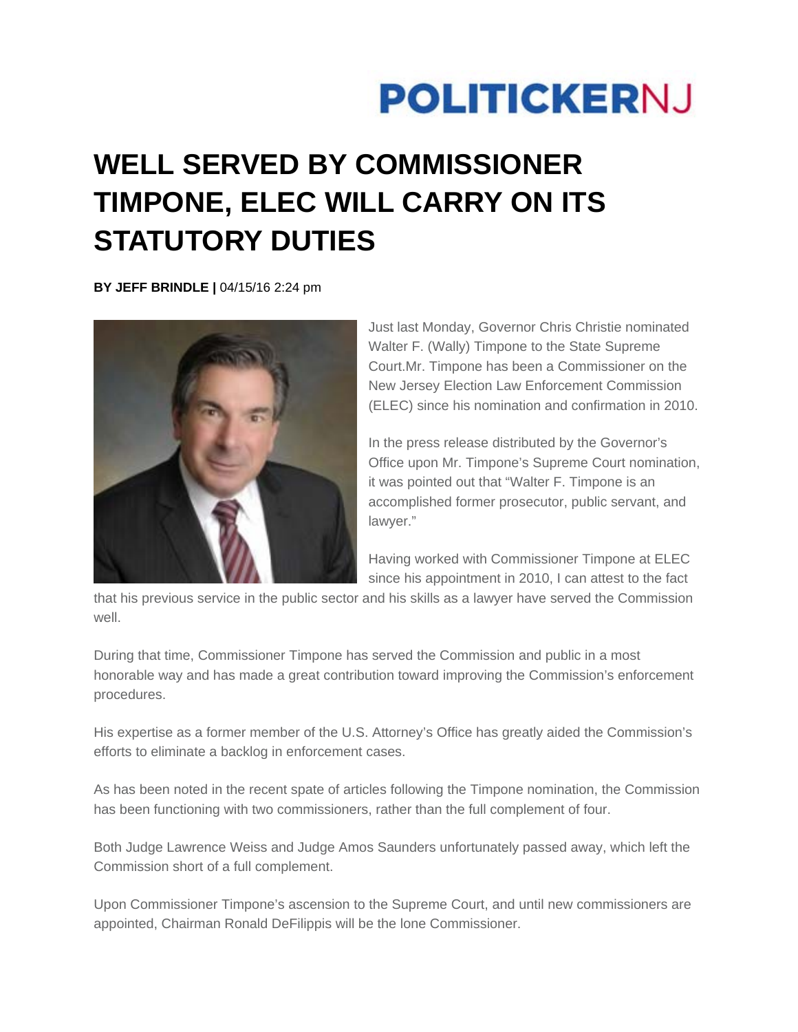POLITICKERNJ

# WELL SERVED BY COMMISSIONER TIMPONE, ELEC WILL CARRY ON ITS STATUTORY DUTIES

**BY JEFF BRINDLE |** 04/15/16 2:24 pm

Just last Monday, Governor Chris Christie nominated Walter F. (Wally) Timpone to the State Supreme Court.Mr. Timpone has been a Commissioner on the New Jersey Election Law Enforcement Commission (ELEC) since his nomination and confirmation in 2010.

In the press release distributed by the Governor's Office upon Mr. Timpone's Supreme Court nomination, it was pointed out that "Walter F. Timpone is an accomplished former prosecutor, public servant, and lawyer."

Having worked with Commissioner Timpone at ELEC since his appointment in 2010, I can attest to the fact that his previous service in the public sector and his skills as a lawyer have served the Commission well.

During that time, Commissioner Timpone has served the Commission and public in a most honorable way and has made a great contribution toward improving the Commission's enforcement procedures.

His expertise as a former member of the U.S. Attorney's Office has greatly aided the Commission's efforts to eliminate a backlog in enforcement cases.

As has been noted in the recent spate of articles following the Timpone nomination, the Commission has been functioning with two commissioners, rather than the full complement of four.

Both Judge Lawrence Weiss and Judge Amos Saunders unfortunately passed away, which left the Commission short of a full complement.

Upon Commissioner Timpone's ascension to the Supreme Court, and until new commissioners are appointed, Chairman Ronald DeFilippis will be the lone Commissioner.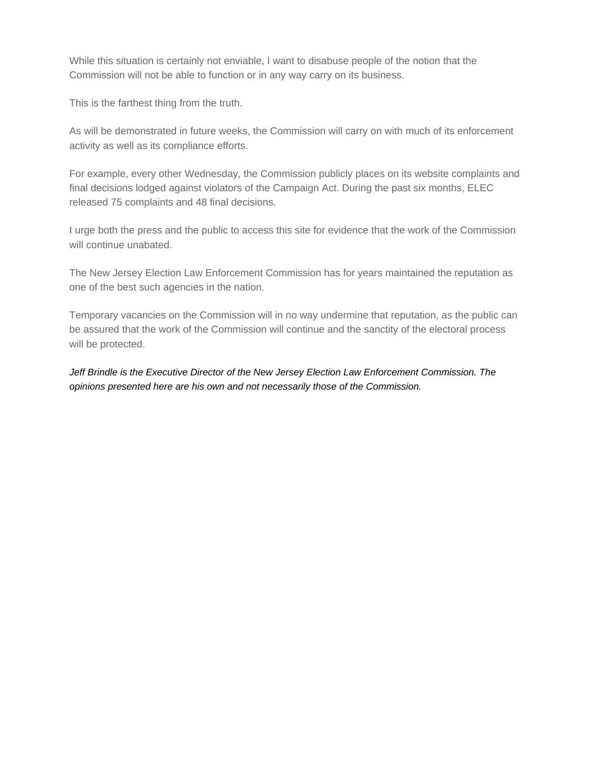While this situation is certainly not enviable, I want to disabuse people of the notion that the Commission will not be able to function or in any way carry on its business.

This is the farthest thing from the truth.

As will be demonstrated in future weeks, the Commission will carry on with much of its enforcement activity as well as its compliance efforts.

For example, every other Wednesday, the Commission publicly places on its website complaints and final decisions lodged against violators of the Campaign Act. During the past six months, ELEC released 75 complaints and 48 final decisions.

I urge both the press and the public to access this site for evidence that the work of the Commission will continue unabated.

The New Jersey Election Law Enforcement Commission has for years maintained the reputation as one of the best such agencies in the nation.

Temporary vacancies on the Commission will in no way undermine that reputation, as the public can be assured that the work of the Commission will continue and the sanctity of the electoral process will be protected.

*Jeff Brindle is the Executive Director of the New Jersey Election Law Enforcement Commission. The opinions presented here are his own and not necessarily those of the Commission.*